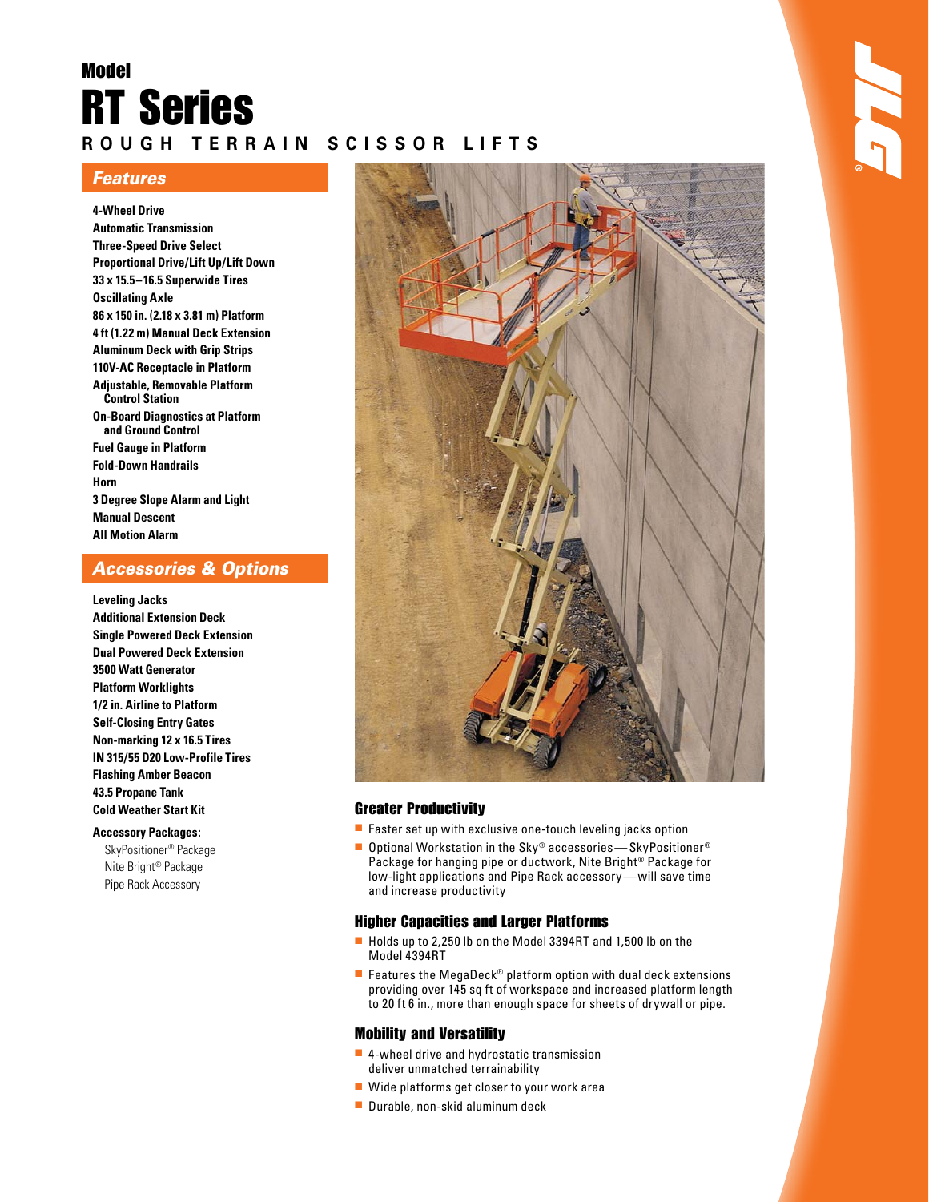Model

# RT Series

ROUGH TERRAIN SCISSOR LIFTS

## Features

- 4-Wheel Drive
- Automatic Transmission
- Three-Speed Drive Select
- Proportional Drive/Lift Up/Lift Down
- 33 x 15.5–16.5 Superwide Tires
- Oscillating Axle
- 86 x 150 in. (2.18 x 3.81 m) Platform
- 4 ft (1.22 m) Manual Deck Extension
- Aluminum Deck with Grip Strips
- 110V-AC Receptacle in Platform
- Adjustable, Removable Platform Control Station
- On-Board Diagnostics at Platform and Ground Control
- Fuel Gauge in Platform
- Fold-Down Handrails
- Horn
- 3 Degree Slope Alarm and Light
- Manual Descent
- All Motion Alarm

## Accessories & Options

- Leveling Jacks
- Additional Extension Deck
- Single Powered Deck Extension
- Dual Powered Deck Extension
- 3500 Watt Generator
- Platform Worklights
- 1/2 in. Airline to Platform
- Self-Closing Entry Gates
- Non-marking 12 x 16.5 Tires
- IN 315/55 D20 Low-Profile Tires
- Flashing Amber Beacon
- 43.5 Propane Tank
- Cold Weather Start Kit

**Accessory Packages:**

- SkyPositioner® Package
- Nite Bright® Package
- Pipe Rack Accessory

### Greater Productivity

- Faster set up with exclusive one-touch leveling jacks option
- Optional Workstation in the Sky® accessories — SkyPositioner® Package for hanging pipe or ductwork, Nite Bright® Package for low-light applications and Pipe Rack accessory — will save time and increase productivity

### Higher Capacities and Larger Platforms

- Holds up to 2,250 lb on the Model 3394RT and 1,500 lb on the Model 4394RT
- Features the MegaDeck® platform option with dual deck extensions providing over 145 sq ft of workspace and increased platform length to 20 ft 6 in., more than enough space for sheets of drywall or pipe.

### Mobility and Versatility

- 4-wheel drive and hydrostatic transmission deliver unmatched terrainability
- Wide platforms get closer to your work area
- Durable, non-skid aluminum deck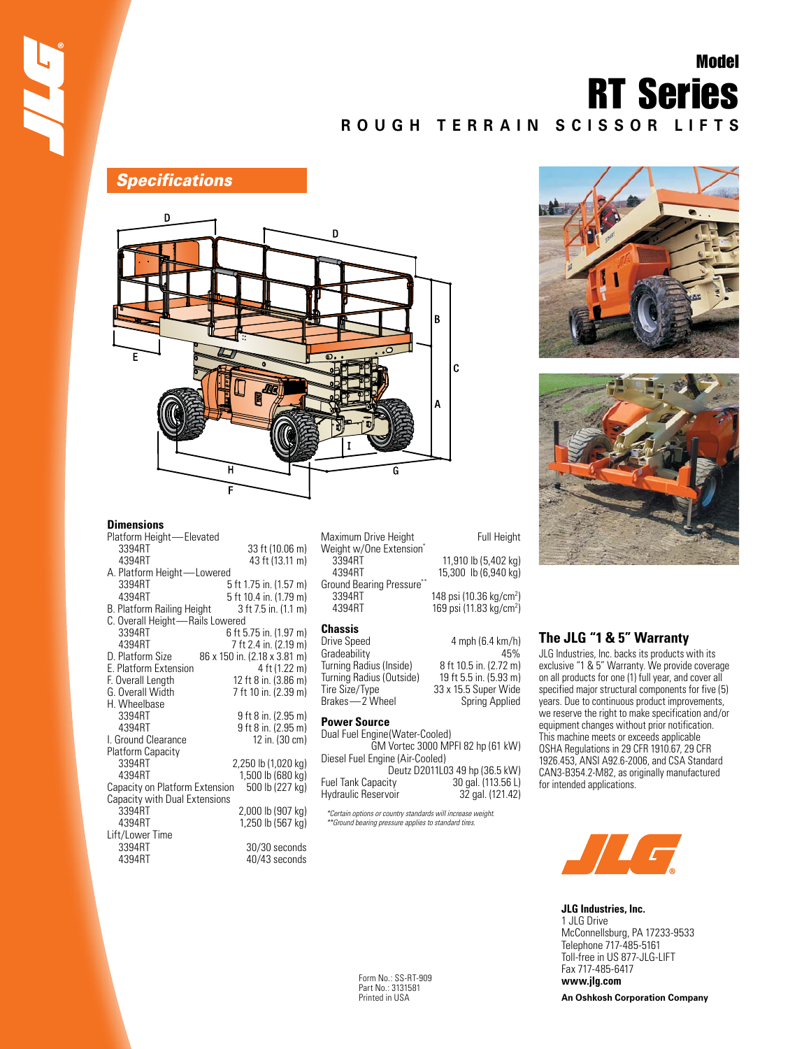# Model
# RT Series
## ROUGH TERRAIN SCISSOR LIFTS

## *Specifications*

D
D
B
C
A
E
I
H
G
F

### Dimensions

| | |
|---|---|
| Platform Height—Elevated | |
| 3394RT | 33 ft (10.06 m) |
| 4394RT | 43 ft (13.11 m) |
| A. Platform Height—Lowered | |
| 3394RT | 5 ft 1.75 in. (1.57 m) |
| 4394RT | 5 ft 10.4 in. (1.79 m) |
| B. Platform Railing Height | 3 ft 7.5 in. (1.1 m) |
| C. Overall Height—Rails Lowered | |
| 3394RT | 6 ft 5.75 in. (1.97 m) |
| 4394RT | 7 ft 2.4 in. (2.19 m) |
| D. Platform Size | 86 x 150 in. (2.18 x 3.81 m) |
| E. Platform Extension | 4 ft (1.22 m) |
| F. Overall Length | 12 ft 8 in. (3.86 m) |
| G. Overall Width | 7 ft 10 in. (2.39 m) |
| H. Wheelbase | |
| 3394RT | 9 ft 8 in. (2.95 m) |
| 4394RT | 9 ft 8 in. (2.95 m) |
| I. Ground Clearance | 12 in. (30 cm) |
| Platform Capacity | |
| 3394RT | 2,250 lb (1,020 kg) |
| 4394RT | 1,500 lb (680 kg) |
| Capacity on Platform Extension | 500 lb (227 kg) |
| Capacity with Dual Extensions | |
| 3394RT | 2,000 lb (907 kg) |
| 4394RT | 1,250 lb (567 kg) |
| Lift/Lower Time | |
| 3394RT | 30/30 seconds |
| 4394RT | 40/43 seconds |
| Maximum Drive Height | Full Height |
| Weight w/One Extension* | |
| 3394RT | 11,910 lb (5,402 kg) |
| 4394RT | 15,300 lb (6,940 kg) |
| Ground Bearing Pressure** | |
| 3394RT | 148 psi (10.36 kg/cm$^2$) |
| 4394RT | 169 psi (11.83 kg/cm$^2$) |

### Chassis

| | |
|---|---|
| Drive Speed | 4 mph (6.4 km/h) |
| Gradeability | 45% |
| Turning Radius (Inside) | 8 ft 10.5 in. (2.72 m) |
| Turning Radius (Outside) | 19 ft 5.5 in. (5.93 m) |
| Tire Size/Type | 33 x 15.5 Super Wide |
| Brakes—2 Wheel | Spring Applied |

### Power Source

| | |
|---|---|
| Dual Fuel Engine (Water-Cooled) | GM Vortec 3000 MPFI 82 hp (61 kW) |
| Diesel Fuel Engine (Air-Cooled) | Deutz D2011L03 49 hp (36.5 kW) |
| Fuel Tank Capacity | 30 gal. (113.56 L) |
| Hydraulic Reservoir | 32 gal. (121.42) |

*\*Certain options or country standards will increase weight.*
*\*\*Ground bearing pressure applies to standard tires.*

### The JLG "1 & 5" Warranty

JLG Industries, Inc. backs its products with its exclusive "1 & 5" Warranty. We provide coverage on all products for one (1) full year, and cover all specified major structural components for five (5) years. Due to continuous product improvements, we reserve the right to make specification and/or equipment changes without prior notification. This machine meets or exceeds applicable OSHA Regulations in 29 CFR 1910.67, 29 CFR 1926.453, ANSI A92.6-2006, and CSA Standard CAN3-B354.2-M82, as originally manufactured for intended applications.

**JLG Industries, Inc.**
1 JLG Drive
McConnellsburg, PA 17233-9533
Telephone 717-485-5161
Toll-free in US 877-JLG-LIFT
Fax 717-485-6417
**www.jlg.com**

**An Oshkosh Corporation Company**

Form No.: SS-RT-909
Part No.: 3131581
Printed in USA